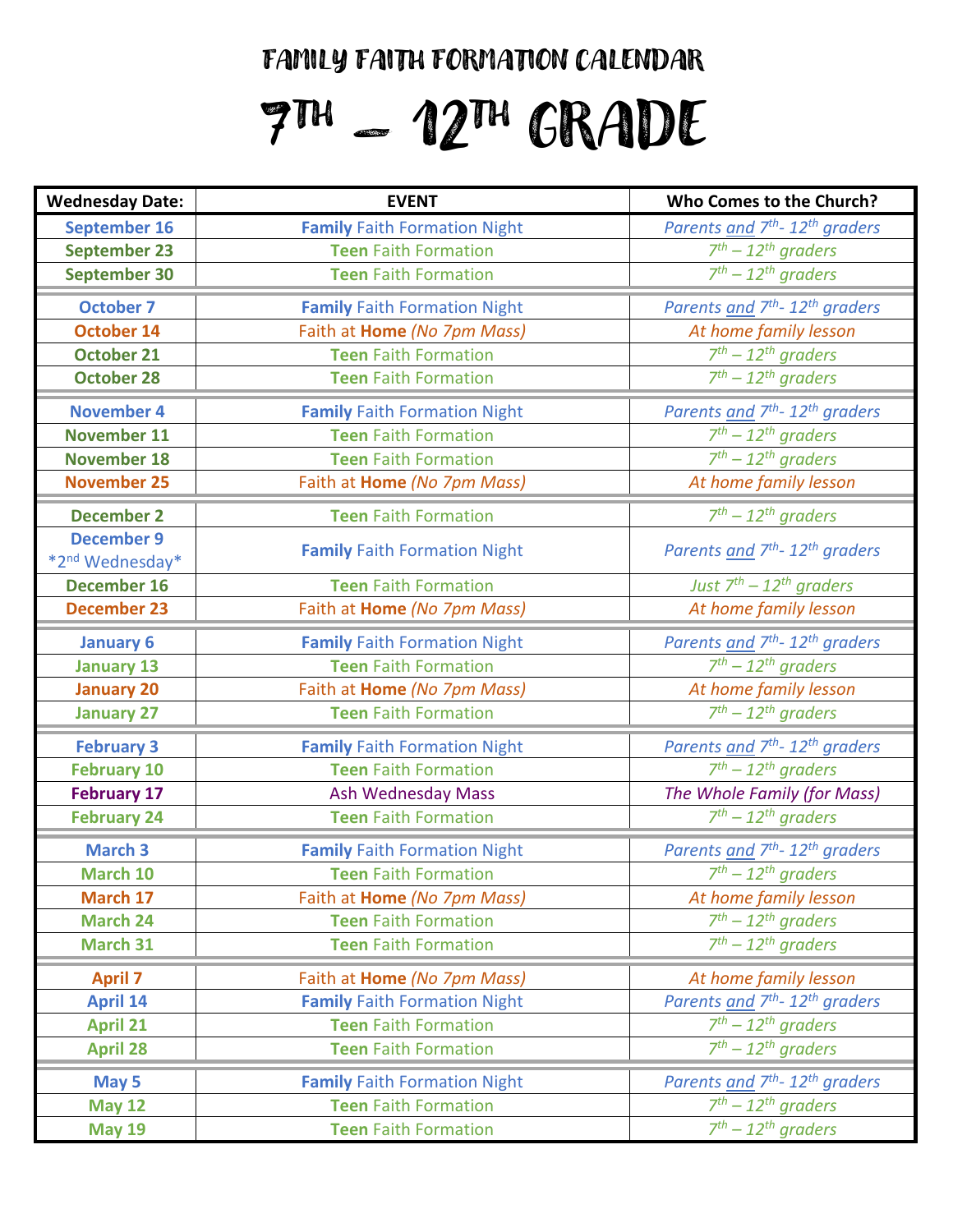# FAMILY FAITH FORMATION CALENDAR

# 7TH – 12TH GRADE

| Wednesday Date: | EVENT | Who Comes to the Church? |
|---|---|---|
| **September 16** | **Family** Faith Formation Night | *Parents and 7th- 12th graders* |
| **September 23** | **Teen** Faith Formation | *7th – 12th graders* |
| **September 30** | **Teen** Faith Formation | *7th – 12th graders* |
| **October 7** | **Family** Faith Formation Night | *Parents and 7th- 12th graders* |
| **October 14** | Faith at **Home** *(No 7pm Mass)* | *At home family lesson* |
| **October 21** | **Teen** Faith Formation | *7th – 12th graders* |
| **October 28** | **Teen** Faith Formation | *7th – 12th graders* |
| **November 4** | **Family** Faith Formation Night | *Parents and 7th- 12th graders* |
| **November 11** | **Teen** Faith Formation | *7th – 12th graders* |
| **November 18** | **Teen** Faith Formation | *7th – 12th graders* |
| **November 25** | Faith at **Home** *(No 7pm Mass)* | *At home family lesson* |
| **December 2** | **Teen** Faith Formation | *7th – 12th graders* |
| **December 9** *2nd Wednesday* | **Family** Faith Formation Night | *Parents and 7th- 12th graders* |
| **December 16** | **Teen** Faith Formation | *Just 7th – 12th graders* |
| **December 23** | Faith at **Home** *(No 7pm Mass)* | *At home family lesson* |
| **January 6** | **Family** Faith Formation Night | *Parents and 7th- 12th graders* |
| **January 13** | **Teen** Faith Formation | *7th – 12th graders* |
| **January 20** | Faith at **Home** *(No 7pm Mass)* | *At home family lesson* |
| **January 27** | **Teen** Faith Formation | *7th – 12th graders* |
| **February 3** | **Family** Faith Formation Night | *Parents and 7th- 12th graders* |
| **February 10** | **Teen** Faith Formation | *7th – 12th graders* |
| **February 17** | Ash Wednesday Mass | *The Whole Family (for Mass)* |
| **February 24** | **Teen** Faith Formation | *7th – 12th graders* |
| **March 3** | **Family** Faith Formation Night | *Parents and 7th- 12th graders* |
| **March 10** | **Teen** Faith Formation | *7th – 12th graders* |
| **March 17** | Faith at **Home** *(No 7pm Mass)* | *At home family lesson* |
| **March 24** | **Teen** Faith Formation | *7th – 12th graders* |
| **March 31** | **Teen** Faith Formation | *7th – 12th graders* |
| **April 7** | Faith at **Home** *(No 7pm Mass)* | *At home family lesson* |
| **April 14** | **Family** Faith Formation Night | *Parents and 7th- 12th graders* |
| **April 21** | **Teen** Faith Formation | *7th – 12th graders* |
| **April 28** | **Teen** Faith Formation | *7th – 12th graders* |
| **May 5** | **Family** Faith Formation Night | *Parents and 7th- 12th graders* |
| **May 12** | **Teen** Faith Formation | *7th – 12th graders* |
| **May 19** | **Teen** Faith Formation | *7th – 12th graders* |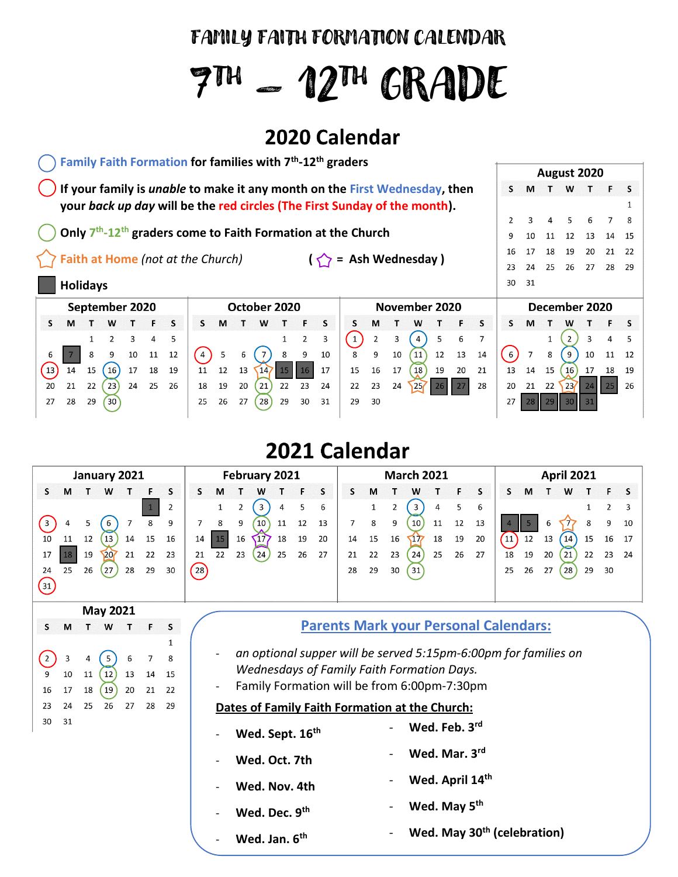# FAMILY FAITH FORMATION CALENDAR

# 7TH – 12TH GRADE

## 2020 Calendar

- Family Faith Formation for families with 7th-12th graders (blue circles)
- If your family is *unable* to make it any month on the First Wednesday, then your *back up day* will be the red circles (The First Sunday of the month).
- Only 7th-12th graders come to Faith Formation at the Church (green circles)
- Faith at Home *(not at the Church)* (orange stars) ( purple star = Ash Wednesday )
- Holidays (shaded boxes)

### August 2020

| S | M | T | W | T | F | S |
|---|---|---|---|---|---|---|
| | | | | | | 1 |
| 2 | 3 | 4 | 5 | 6 | 7 | 8 |
| 9 | 10 | 11 | 12 | 13 | 14 | 15 |
| 16 | 17 | 18 | 19 | 20 | 21 | 22 |
| 23 | 24 | 25 | 26 | 27 | 28 | 29 |
| 30 | 31 | | | | | |

### September 2020

| S | M | T | W | T | F | S |
|---|---|---|---|---|---|---|
| | | 1 | 2 | 3 | 4 | 5 |
| 6 | 7 | 8 | 9 | 10 | 11 | 12 |
| 13 | 14 | 15 | 16 | 17 | 18 | 19 |
| 20 | 21 | 22 | 23 | 24 | 25 | 26 |
| 27 | 28 | 29 | 30 | | | |

### October 2020

| S | M | T | W | T | F | S |
|---|---|---|---|---|---|---|
| | | | | 1 | 2 | 3 |
| 4 | 5 | 6 | 7 | 8 | 9 | 10 |
| 11 | 12 | 13 | 14 | 15 | 16 | 17 |
| 18 | 19 | 20 | 21 | 22 | 23 | 24 |
| 25 | 26 | 27 | 28 | 29 | 30 | 31 |

### November 2020

| S | M | T | W | T | F | S |
|---|---|---|---|---|---|---|
| 1 | 2 | 3 | 4 | 5 | 6 | 7 |
| 8 | 9 | 10 | 11 | 12 | 13 | 14 |
| 15 | 16 | 17 | 18 | 19 | 20 | 21 |
| 22 | 23 | 24 | 25 | 26 | 27 | 28 |
| 29 | 30 | | | | | |

### December 2020

| S | M | T | W | T | F | S |
|---|---|---|---|---|---|---|
| | | 1 | 2 | 3 | 4 | 5 |
| 6 | 7 | 8 | 9 | 10 | 11 | 12 |
| 13 | 14 | 15 | 16 | 17 | 18 | 19 |
| 20 | 21 | 22 | 23 | 24 | 25 | 26 |
| 27 | 28 | 29 | 30 | 31 | | |

## 2021 Calendar

### January 2021

| S | M | T | W | T | F | S |
|---|---|---|---|---|---|---|
| | | | | | 1 | 2 |
| 3 | 4 | 5 | 6 | 7 | 8 | 9 |
| 10 | 11 | 12 | 13 | 14 | 15 | 16 |
| 17 | 18 | 19 | 20 | 21 | 22 | 23 |
| 24 | 25 | 26 | 27 | 28 | 29 | 30 |
| 31 | | | | | | |

### February 2021

| S | M | T | W | T | F | S |
|---|---|---|---|---|---|---|
| | 1 | 2 | 3 | 4 | 5 | 6 |
| 7 | 8 | 9 | 10 | 11 | 12 | 13 |
| 14 | 15 | 16 | 17 | 18 | 19 | 20 |
| 21 | 22 | 23 | 24 | 25 | 26 | 27 |
| 28 | | | | | | |

### March 2021

| S | M | T | W | T | F | S |
|---|---|---|---|---|---|---|
| | 1 | 2 | 3 | 4 | 5 | 6 |
| 7 | 8 | 9 | 10 | 11 | 12 | 13 |
| 14 | 15 | 16 | 17 | 18 | 19 | 20 |
| 21 | 22 | 23 | 24 | 25 | 26 | 27 |
| 28 | 29 | 30 | 31 | | | |

### April 2021

| S | M | T | W | T | F | S |
|---|---|---|---|---|---|---|
| | | | | 1 | 2 | 3 |
| 4 | 5 | 6 | 7 | 8 | 9 | 10 |
| 11 | 12 | 13 | 14 | 15 | 16 | 17 |
| 18 | 19 | 20 | 21 | 22 | 23 | 24 |
| 25 | 26 | 27 | 28 | 29 | 30 | |

### May 2021

| S | M | T | W | T | F | S |
|---|---|---|---|---|---|---|
| | | | | | | 1 |
| 2 | 3 | 4 | 5 | 6 | 7 | 8 |
| 9 | 10 | 11 | 12 | 13 | 14 | 15 |
| 16 | 17 | 18 | 19 | 20 | 21 | 22 |
| 23 | 24 | 25 | 26 | 27 | 28 | 29 |
| 30 | 31 | | | | | |

## Parents Mark your Personal Calendars:

- *an optional supper will be served 5:15pm-6:00pm for families on Wednesdays of Family Faith Formation Days.*
- Family Formation will be from 6:00pm-7:30pm

**Dates of Family Faith Formation at the Church:**

- **Wed. Sept. 16th**
- **Wed. Oct. 7th**
- **Wed. Nov. 4th**
- **Wed. Dec. 9th**
- **Wed. Jan. 6th**
- **Wed. Feb. 3rd**
- **Wed. Mar. 3rd**
- **Wed. April 14th**
- **Wed. May 5th**
- **Wed. May 30th (celebration)**